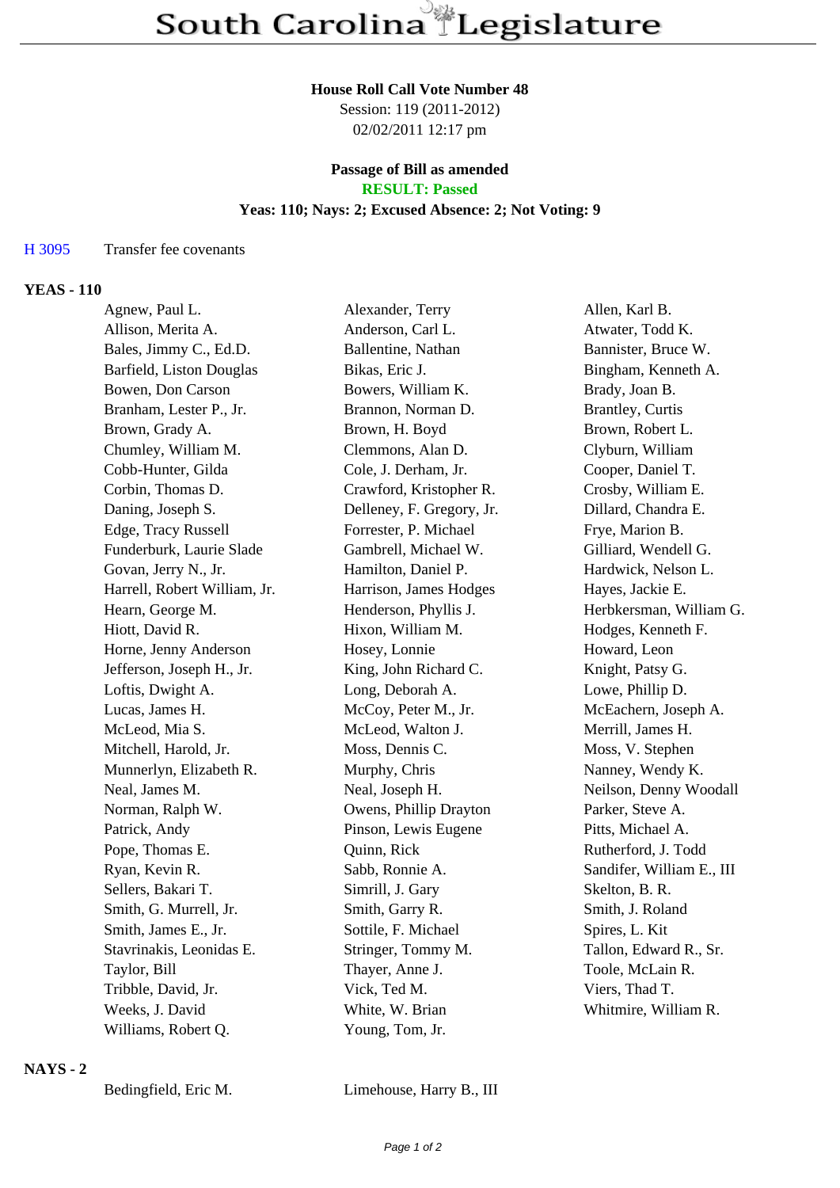# South Carolina Legislature

**House Roll Call Vote Number 48**

Session: 119 (2011-2012)

02/02/2011 12:17 pm

**Passage of Bill as amended**

**RESULT: Passed**

**Yeas: 110; Nays: 2; Excused Absence: 2; Not Voting: 9**

H 3095 Transfer fee covenants

**YEAS - 110**

| | | |
|---|---|---|
| Agnew, Paul L. | Alexander, Terry | Allen, Karl B. |
| Allison, Merita A. | Anderson, Carl L. | Atwater, Todd K. |
| Bales, Jimmy C., Ed.D. | Ballentine, Nathan | Bannister, Bruce W. |
| Barfield, Liston Douglas | Bikas, Eric J. | Bingham, Kenneth A. |
| Bowen, Don Carson | Bowers, William K. | Brady, Joan B. |
| Branham, Lester P., Jr. | Brannon, Norman D. | Brantley, Curtis |
| Brown, Grady A. | Brown, H. Boyd | Brown, Robert L. |
| Chumley, William M. | Clemmons, Alan D. | Clyburn, William |
| Cobb-Hunter, Gilda | Cole, J. Derham, Jr. | Cooper, Daniel T. |
| Corbin, Thomas D. | Crawford, Kristopher R. | Crosby, William E. |
| Daning, Joseph S. | Delleney, F. Gregory, Jr. | Dillard, Chandra E. |
| Edge, Tracy Russell | Forrester, P. Michael | Frye, Marion B. |
| Funderburk, Laurie Slade | Gambrell, Michael W. | Gilliard, Wendell G. |
| Govan, Jerry N., Jr. | Hamilton, Daniel P. | Hardwick, Nelson L. |
| Harrell, Robert William, Jr. | Harrison, James Hodges | Hayes, Jackie E. |
| Hearn, George M. | Henderson, Phyllis J. | Herbkersman, William G. |
| Hiott, David R. | Hixon, William M. | Hodges, Kenneth F. |
| Horne, Jenny Anderson | Hosey, Lonnie | Howard, Leon |
| Jefferson, Joseph H., Jr. | King, John Richard C. | Knight, Patsy G. |
| Loftis, Dwight A. | Long, Deborah A. | Lowe, Phillip D. |
| Lucas, James H. | McCoy, Peter M., Jr. | McEachern, Joseph A. |
| McLeod, Mia S. | McLeod, Walton J. | Merrill, James H. |
| Mitchell, Harold, Jr. | Moss, Dennis C. | Moss, V. Stephen |
| Munnerlyn, Elizabeth R. | Murphy, Chris | Nanney, Wendy K. |
| Neal, James M. | Neal, Joseph H. | Neilson, Denny Woodall |
| Norman, Ralph W. | Owens, Phillip Drayton | Parker, Steve A. |
| Patrick, Andy | Pinson, Lewis Eugene | Pitts, Michael A. |
| Pope, Thomas E. | Quinn, Rick | Rutherford, J. Todd |
| Ryan, Kevin R. | Sabb, Ronnie A. | Sandifer, William E., III |
| Sellers, Bakari T. | Simrill, J. Gary | Skelton, B. R. |
| Smith, G. Murrell, Jr. | Smith, Garry R. | Smith, J. Roland |
| Smith, James E., Jr. | Sottile, F. Michael | Spires, L. Kit |
| Stavrinakis, Leonidas E. | Stringer, Tommy M. | Tallon, Edward R., Sr. |
| Taylor, Bill | Thayer, Anne J. | Toole, McLain R. |
| Tribble, David, Jr. | Vick, Ted M. | Viers, Thad T. |
| Weeks, J. David | White, W. Brian | Whitmire, William R. |
| Williams, Robert Q. | Young, Tom, Jr. | |

**NAYS - 2**

| | |
|---|---|
| Bedingfield, Eric M. | Limehouse, Harry B., III |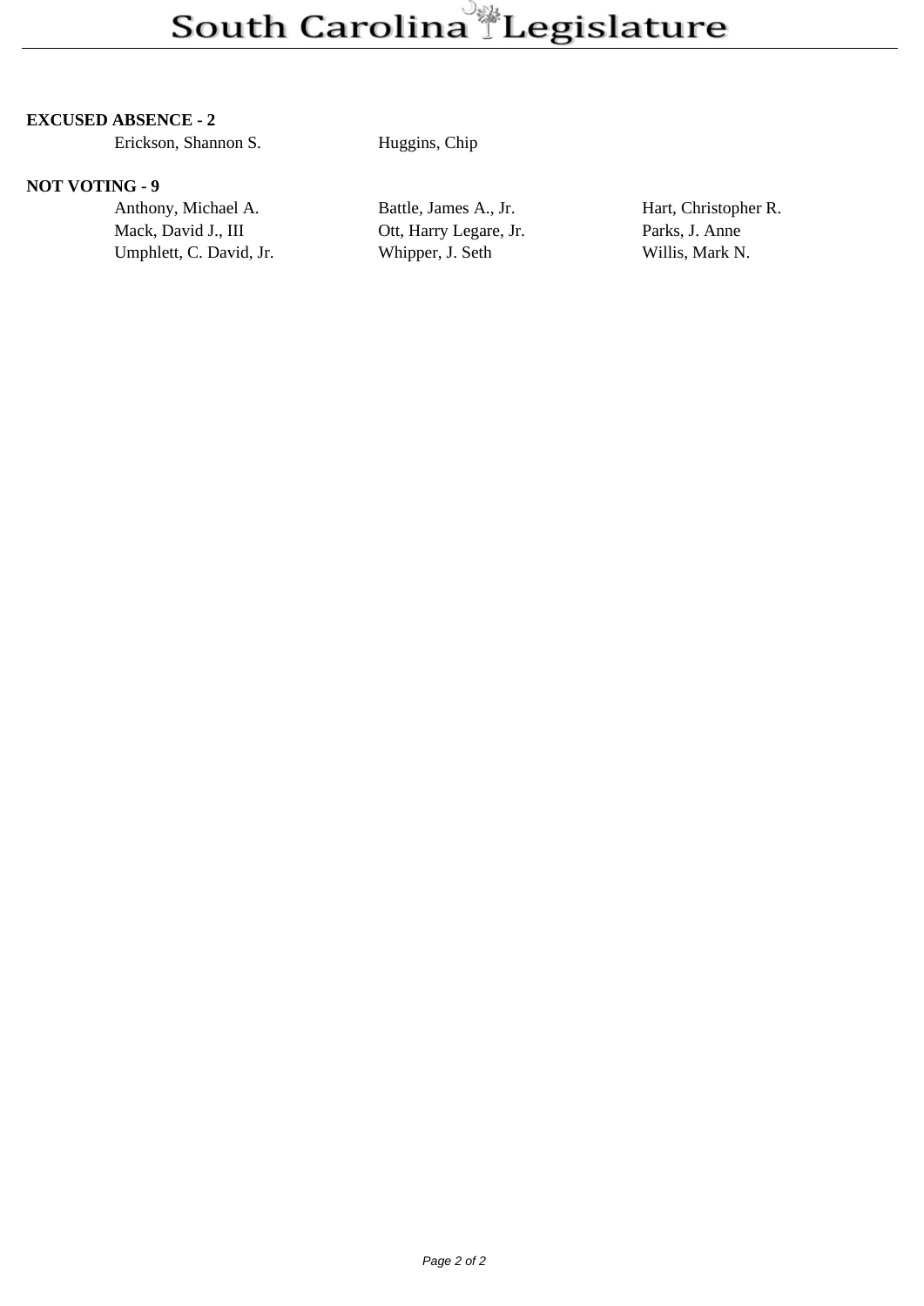**EXCUSED ABSENCE - 2**

| | |
|---|---|
| Erickson, Shannon S. | Huggins, Chip |

**NOT VOTING - 9**

| | | |
|---|---|---|
| Anthony, Michael A. | Battle, James A., Jr. | Hart, Christopher R. |
| Mack, David J., III | Ott, Harry Legare, Jr. | Parks, J. Anne |
| Umphlett, C. David, Jr. | Whipper, J. Seth | Willis, Mark N. |